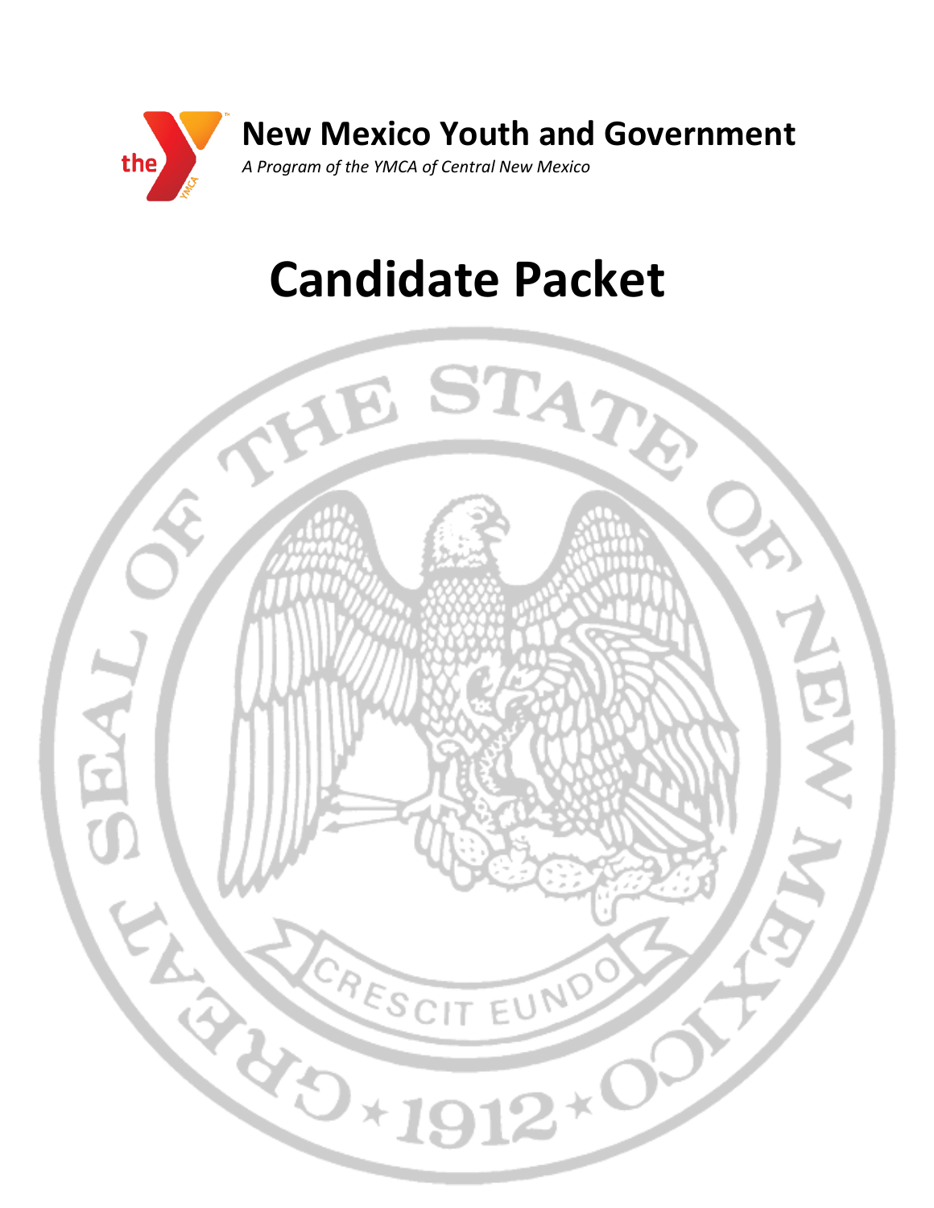# New Mexico Youth and Government

*A Program of the YMCA of Central New Mexico*

# Candidate Packet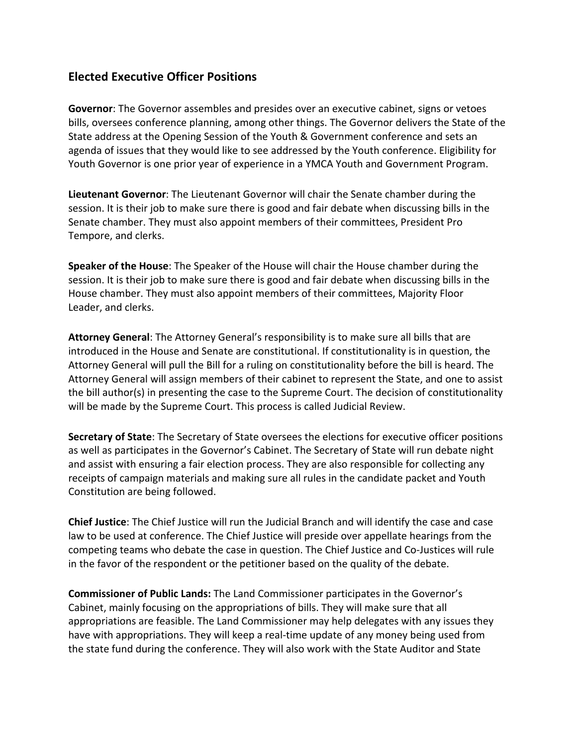## Elected Executive Officer Positions

**Governor**: The Governor assembles and presides over an executive cabinet, signs or vetoes bills, oversees conference planning, among other things. The Governor delivers the State of the State address at the Opening Session of the Youth & Government conference and sets an agenda of issues that they would like to see addressed by the Youth conference. Eligibility for Youth Governor is one prior year of experience in a YMCA Youth and Government Program.

**Lieutenant Governor**: The Lieutenant Governor will chair the Senate chamber during the session. It is their job to make sure there is good and fair debate when discussing bills in the Senate chamber. They must also appoint members of their committees, President Pro Tempore, and clerks.

**Speaker of the House**: The Speaker of the House will chair the House chamber during the session. It is their job to make sure there is good and fair debate when discussing bills in the House chamber. They must also appoint members of their committees, Majority Floor Leader, and clerks.

**Attorney General**: The Attorney General's responsibility is to make sure all bills that are introduced in the House and Senate are constitutional. If constitutionality is in question, the Attorney General will pull the Bill for a ruling on constitutionality before the bill is heard. The Attorney General will assign members of their cabinet to represent the State, and one to assist the bill author(s) in presenting the case to the Supreme Court. The decision of constitutionality will be made by the Supreme Court. This process is called Judicial Review.

**Secretary of State**: The Secretary of State oversees the elections for executive officer positions as well as participates in the Governor's Cabinet. The Secretary of State will run debate night and assist with ensuring a fair election process. They are also responsible for collecting any receipts of campaign materials and making sure all rules in the candidate packet and Youth Constitution are being followed.

**Chief Justice**: The Chief Justice will run the Judicial Branch and will identify the case and case law to be used at conference. The Chief Justice will preside over appellate hearings from the competing teams who debate the case in question. The Chief Justice and Co-Justices will rule in the favor of the respondent or the petitioner based on the quality of the debate.

**Commissioner of Public Lands:** The Land Commissioner participates in the Governor's Cabinet, mainly focusing on the appropriations of bills. They will make sure that all appropriations are feasible. The Land Commissioner may help delegates with any issues they have with appropriations. They will keep a real-time update of any money being used from the state fund during the conference. They will also work with the State Auditor and State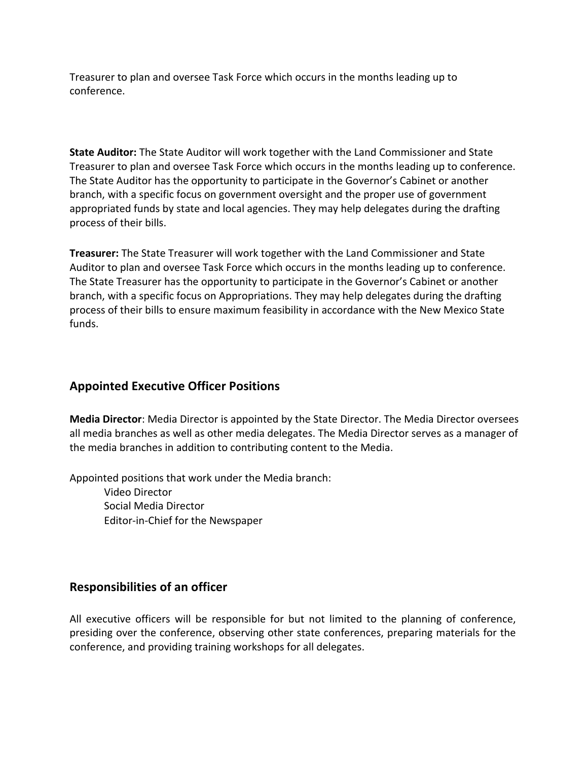Treasurer to plan and oversee Task Force which occurs in the months leading up to conference.

**State Auditor:** The State Auditor will work together with the Land Commissioner and State Treasurer to plan and oversee Task Force which occurs in the months leading up to conference. The State Auditor has the opportunity to participate in the Governor's Cabinet or another branch, with a specific focus on government oversight and the proper use of government appropriated funds by state and local agencies. They may help delegates during the drafting process of their bills.

**Treasurer:** The State Treasurer will work together with the Land Commissioner and State Auditor to plan and oversee Task Force which occurs in the months leading up to conference. The State Treasurer has the opportunity to participate in the Governor's Cabinet or another branch, with a specific focus on Appropriations. They may help delegates during the drafting process of their bills to ensure maximum feasibility in accordance with the New Mexico State funds.

## Appointed Executive Officer Positions

**Media Director**: Media Director is appointed by the State Director. The Media Director oversees all media branches as well as other media delegates. The Media Director serves as a manager of the media branches in addition to contributing content to the Media.

Appointed positions that work under the Media branch:

- Video Director
- Social Media Director
- Editor-in-Chief for the Newspaper

## Responsibilities of an officer

All executive officers will be responsible for but not limited to the planning of conference, presiding over the conference, observing other state conferences, preparing materials for the conference, and providing training workshops for all delegates.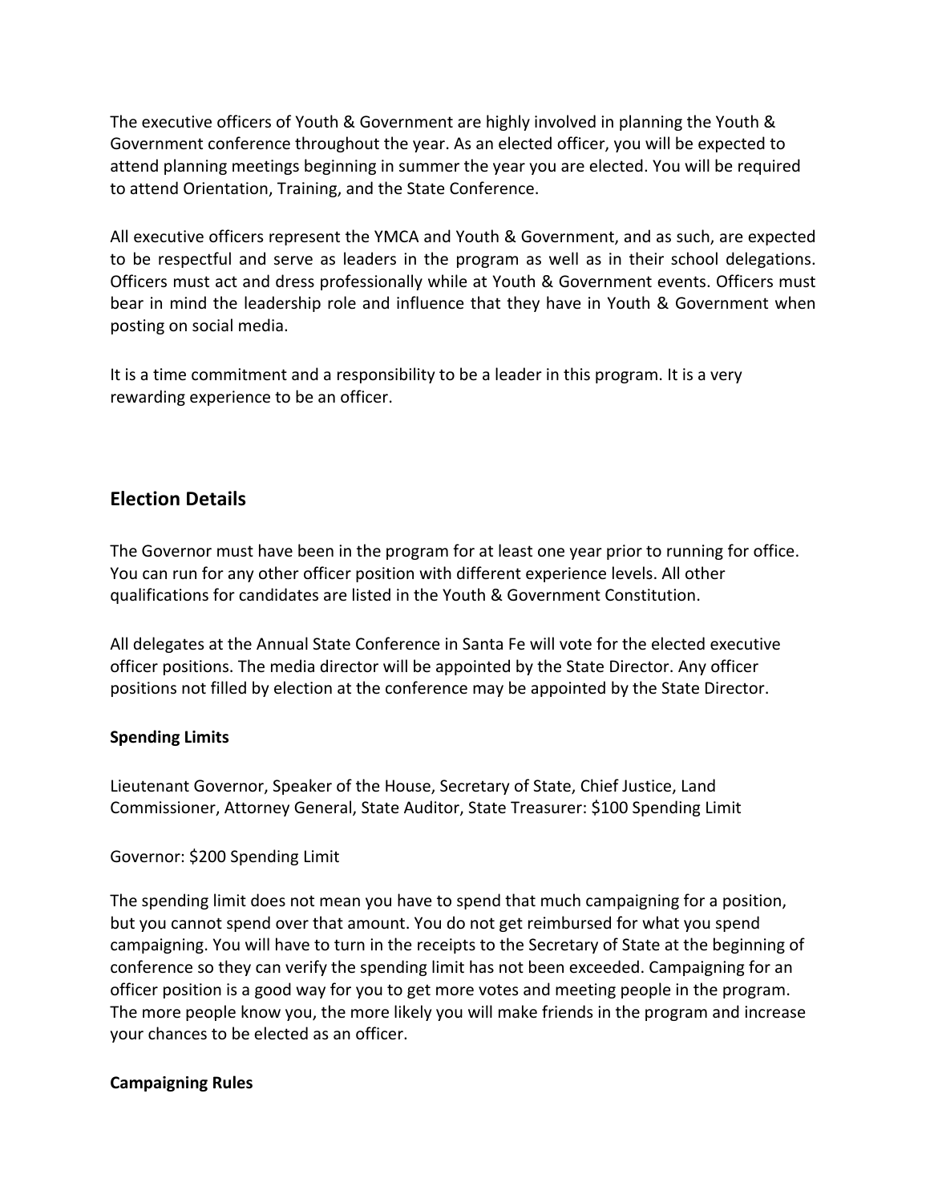The executive officers of Youth & Government are highly involved in planning the Youth & Government conference throughout the year. As an elected officer, you will be expected to attend planning meetings beginning in summer the year you are elected. You will be required to attend Orientation, Training, and the State Conference.

All executive officers represent the YMCA and Youth & Government, and as such, are expected to be respectful and serve as leaders in the program as well as in their school delegations. Officers must act and dress professionally while at Youth & Government events. Officers must bear in mind the leadership role and influence that they have in Youth & Government when posting on social media.

It is a time commitment and a responsibility to be a leader in this program. It is a very rewarding experience to be an officer.

## Election Details

The Governor must have been in the program for at least one year prior to running for office. You can run for any other officer position with different experience levels. All other qualifications for candidates are listed in the Youth & Government Constitution.

All delegates at the Annual State Conference in Santa Fe will vote for the elected executive officer positions. The media director will be appointed by the State Director. Any officer positions not filled by election at the conference may be appointed by the State Director.

**Spending Limits**

Lieutenant Governor, Speaker of the House, Secretary of State, Chief Justice, Land Commissioner, Attorney General, State Auditor, State Treasurer: $100 Spending Limit

Governor: $200 Spending Limit

The spending limit does not mean you have to spend that much campaigning for a position, but you cannot spend over that amount. You do not get reimbursed for what you spend campaigning. You will have to turn in the receipts to the Secretary of State at the beginning of conference so they can verify the spending limit has not been exceeded. Campaigning for an officer position is a good way for you to get more votes and meeting people in the program. The more people know you, the more likely you will make friends in the program and increase your chances to be elected as an officer.

**Campaigning Rules**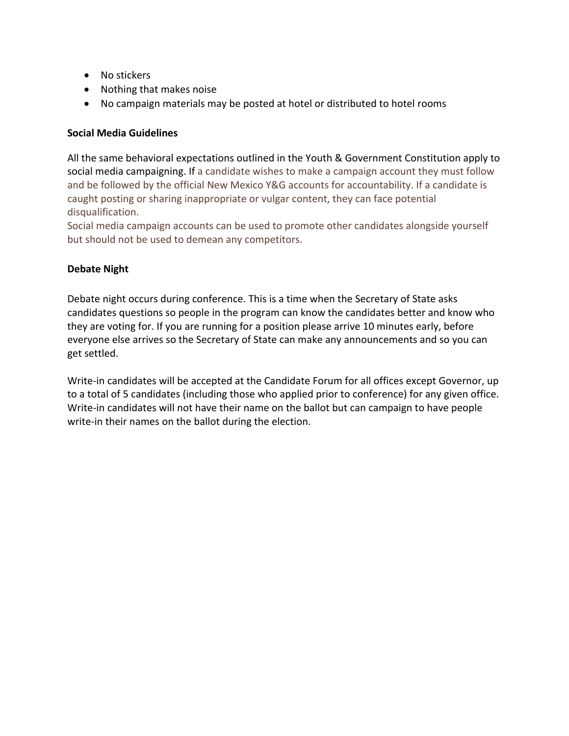- No stickers
- Nothing that makes noise
- No campaign materials may be posted at hotel or distributed to hotel rooms

**Social Media Guidelines**

All the same behavioral expectations outlined in the Youth & Government Constitution apply to social media campaigning. If a candidate wishes to make a campaign account they must follow and be followed by the official New Mexico Y&G accounts for accountability. If a candidate is caught posting or sharing inappropriate or vulgar content, they can face potential disqualification.
Social media campaign accounts can be used to promote other candidates alongside yourself but should not be used to demean any competitors.

**Debate Night**

Debate night occurs during conference. This is a time when the Secretary of State asks candidates questions so people in the program can know the candidates better and know who they are voting for. If you are running for a position please arrive 10 minutes early, before everyone else arrives so the Secretary of State can make any announcements and so you can get settled.

Write-in candidates will be accepted at the Candidate Forum for all offices except Governor, up to a total of 5 candidates (including those who applied prior to conference) for any given office. Write-in candidates will not have their name on the ballot but can campaign to have people write-in their names on the ballot during the election.